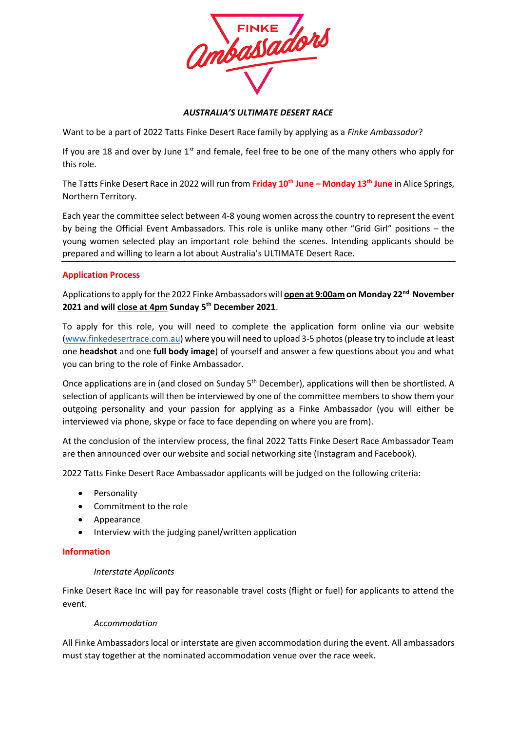FINKE Ambassadors

***AUSTRALIA'S ULTIMATE DESERT RACE***

Want to be a part of 2022 Tatts Finke Desert Race family by applying as a *Finke Ambassador*?

If you are 18 and over by June 1st and female, feel free to be one of the many others who apply for this role.

The Tatts Finke Desert Race in 2022 will run from **Friday 10th June – Monday 13th June** in Alice Springs, Northern Territory.

Each year the committee select between 4-8 young women across the country to represent the event by being the Official Event Ambassadors. This role is unlike many other "Grid Girl" positions – the young women selected play an important role behind the scenes. Intending applicants should be prepared and willing to learn a lot about Australia's ULTIMATE Desert Race.

---

## Application Process

Applications to apply for the 2022 Finke Ambassadors will **open at 9:00am on Monday 22nd November 2021 and will close at 4pm Sunday 5th December 2021**.

To apply for this role, you will need to complete the application form online via our website (www.finkedesertrace.com.au) where you will need to upload 3-5 photos (please try to include at least one **headshot** and one **full body image**) of yourself and answer a few questions about you and what you can bring to the role of Finke Ambassador.

Once applications are in (and closed on Sunday 5th December), applications will then be shortlisted. A selection of applicants will then be interviewed by one of the committee members to show them your outgoing personality and your passion for applying as a Finke Ambassador (you will either be interviewed via phone, skype or face to face depending on where you are from).

At the conclusion of the interview process, the final 2022 Tatts Finke Desert Race Ambassador Team are then announced over our website and social networking site (Instagram and Facebook).

2022 Tatts Finke Desert Race Ambassador applicants will be judged on the following criteria:

- Personality
- Commitment to the role
- Appearance
- Interview with the judging panel/written application

## Information

*Interstate Applicants*

Finke Desert Race Inc will pay for reasonable travel costs (flight or fuel) for applicants to attend the event.

*Accommodation*

All Finke Ambassadors local or interstate are given accommodation during the event. All ambassadors must stay together at the nominated accommodation venue over the race week.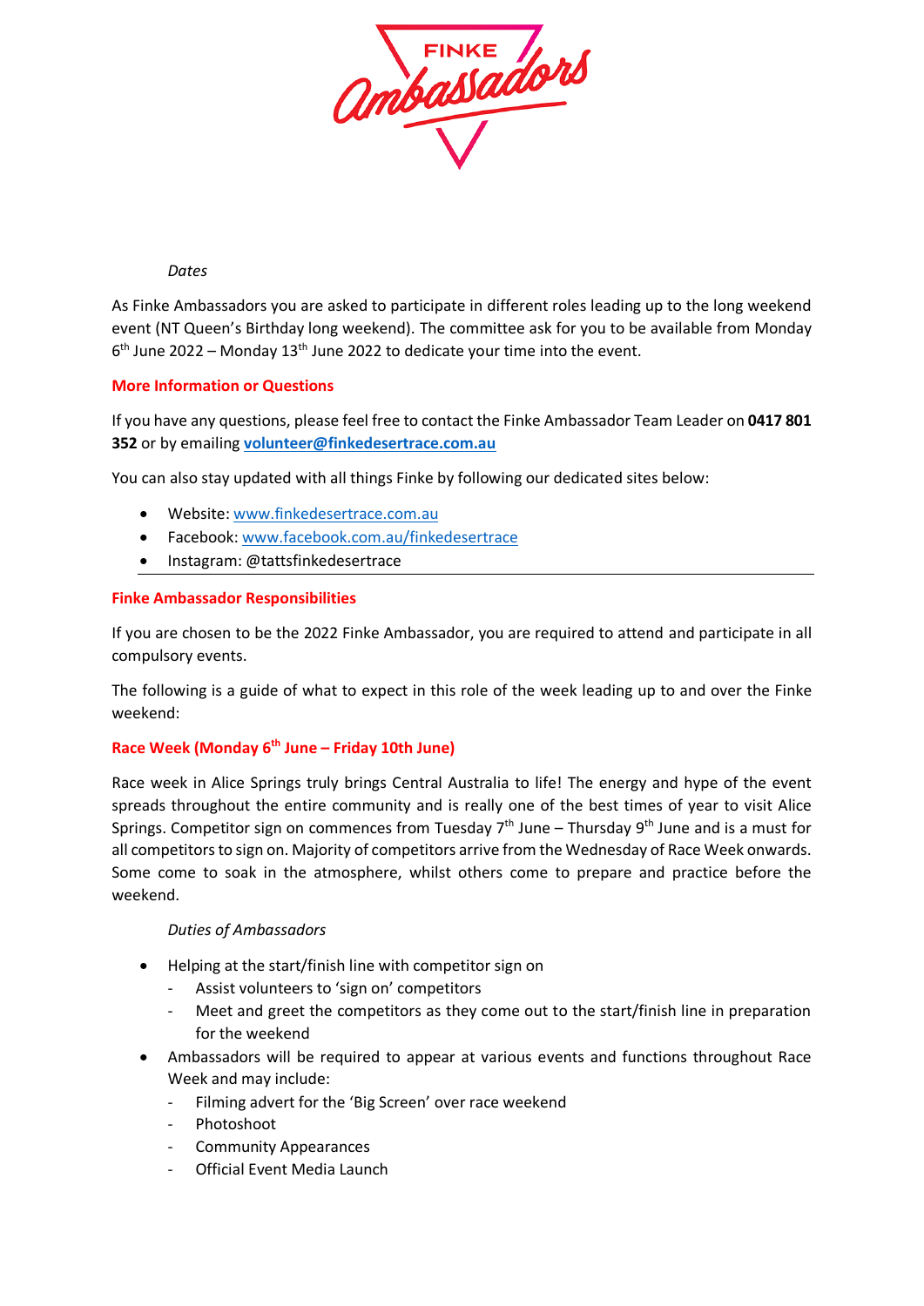*Dates*

As Finke Ambassadors you are asked to participate in different roles leading up to the long weekend event (NT Queen's Birthday long weekend). The committee ask for you to be available from Monday 6th June 2022 – Monday 13th June 2022 to dedicate your time into the event.

## More Information or Questions

If you have any questions, please feel free to contact the Finke Ambassador Team Leader on **0417 801 352** or by emailing **volunteer@finkedesertrace.com.au**

You can also stay updated with all things Finke by following our dedicated sites below:

- Website: www.finkedesertrace.com.au
- Facebook: www.facebook.com.au/finkedesertrace
- Instagram: @tattsfinkedesertrace

---

## Finke Ambassador Responsibilities

If you are chosen to be the 2022 Finke Ambassador, you are required to attend and participate in all compulsory events.

The following is a guide of what to expect in this role of the week leading up to and over the Finke weekend:

## Race Week (Monday 6th June – Friday 10th June)

Race week in Alice Springs truly brings Central Australia to life! The energy and hype of the event spreads throughout the entire community and is really one of the best times of year to visit Alice Springs. Competitor sign on commences from Tuesday 7th June – Thursday 9th June and is a must for all competitors to sign on. Majority of competitors arrive from the Wednesday of Race Week onwards. Some come to soak in the atmosphere, whilst others come to prepare and practice before the weekend.

*Duties of Ambassadors*

- Helping at the start/finish line with competitor sign on
  - Assist volunteers to 'sign on' competitors
  - Meet and greet the competitors as they come out to the start/finish line in preparation for the weekend
- Ambassadors will be required to appear at various events and functions throughout Race Week and may include:
  - Filming advert for the 'Big Screen' over race weekend
  - Photoshoot
  - Community Appearances
  - Official Event Media Launch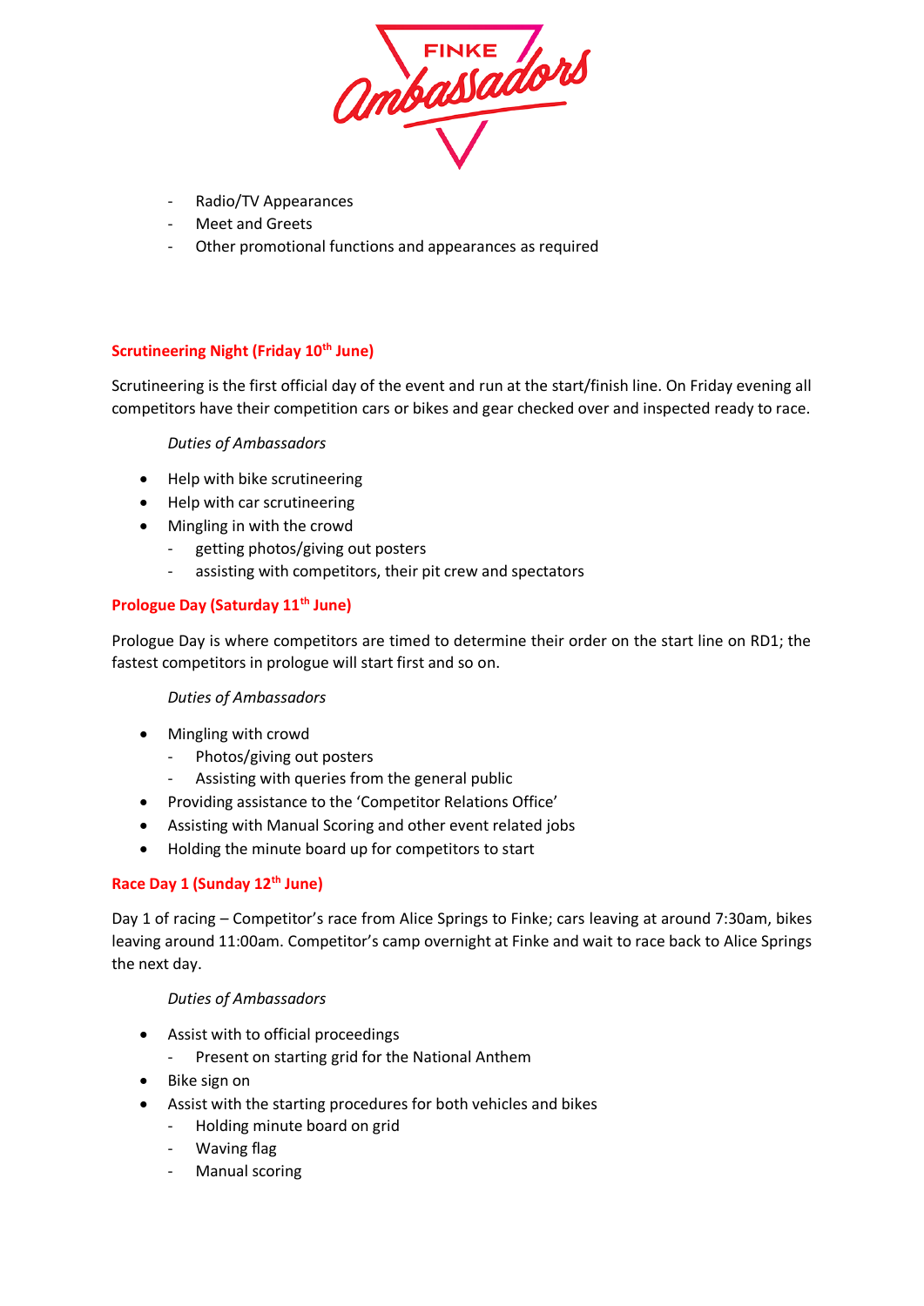- Radio/TV Appearances
- Meet and Greets
- Other promotional functions and appearances as required

## Scrutineering Night (Friday 10th June)

Scrutineering is the first official day of the event and run at the start/finish line. On Friday evening all competitors have their competition cars or bikes and gear checked over and inspected ready to race.

*Duties of Ambassadors*

- Help with bike scrutineering
- Help with car scrutineering
- Mingling in with the crowd
  - getting photos/giving out posters
  - assisting with competitors, their pit crew and spectators

## Prologue Day (Saturday 11th June)

Prologue Day is where competitors are timed to determine their order on the start line on RD1; the fastest competitors in prologue will start first and so on.

*Duties of Ambassadors*

- Mingling with crowd
  - Photos/giving out posters
  - Assisting with queries from the general public
- Providing assistance to the 'Competitor Relations Office'
- Assisting with Manual Scoring and other event related jobs
- Holding the minute board up for competitors to start

## Race Day 1 (Sunday 12th June)

Day 1 of racing – Competitor's race from Alice Springs to Finke; cars leaving at around 7:30am, bikes leaving around 11:00am. Competitor's camp overnight at Finke and wait to race back to Alice Springs the next day.

*Duties of Ambassadors*

- Assist with to official proceedings
  - Present on starting grid for the National Anthem
- Bike sign on
- Assist with the starting procedures for both vehicles and bikes
  - Holding minute board on grid
  - Waving flag
  - Manual scoring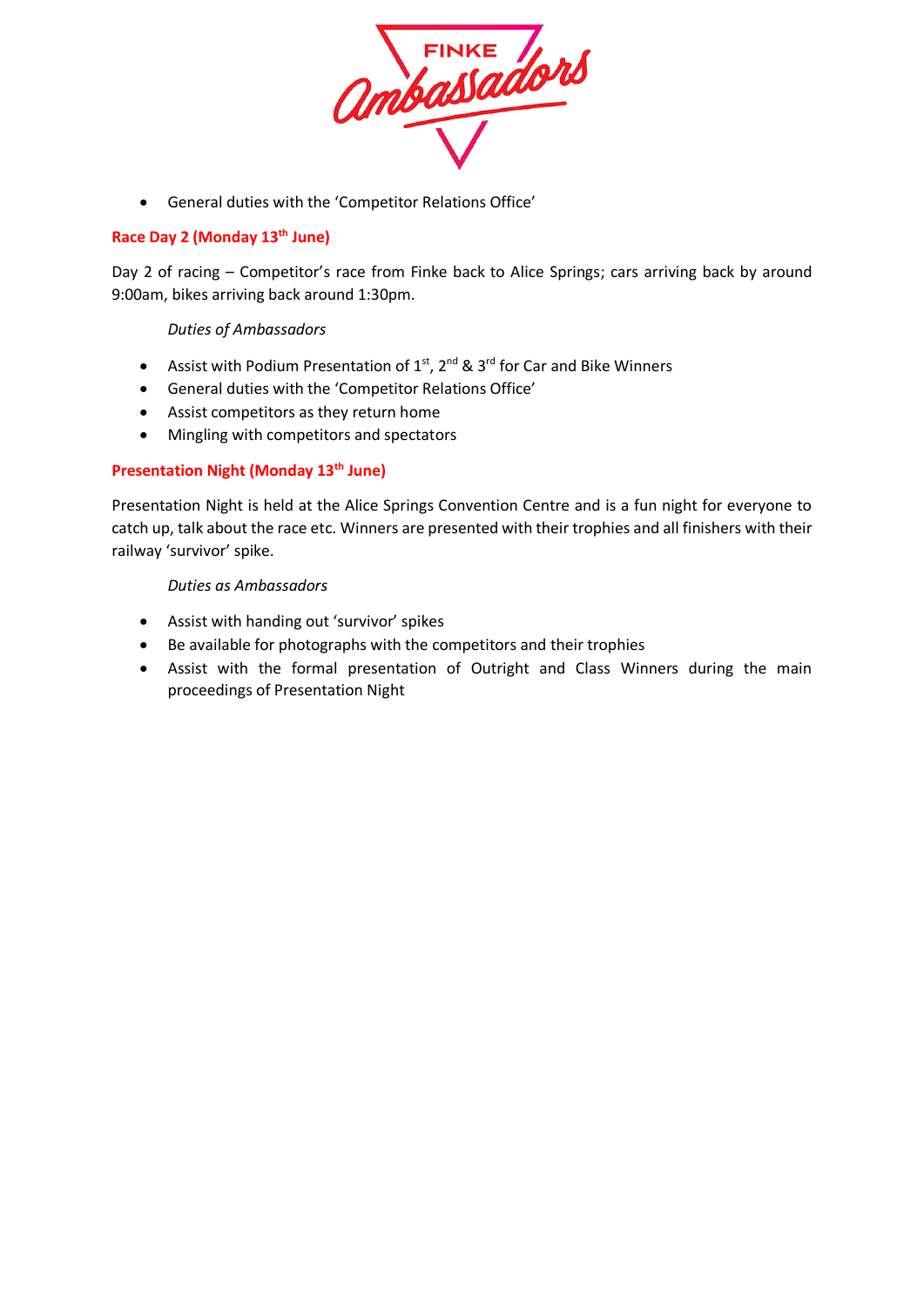- General duties with the 'Competitor Relations Office'

**Race Day 2 (Monday 13th June)**

Day 2 of racing – Competitor's race from Finke back to Alice Springs; cars arriving back by around 9:00am, bikes arriving back around 1:30pm.

*Duties of Ambassadors*

- Assist with Podium Presentation of 1st, 2nd & 3rd for Car and Bike Winners
- General duties with the 'Competitor Relations Office'
- Assist competitors as they return home
- Mingling with competitors and spectators

**Presentation Night (Monday 13th June)**

Presentation Night is held at the Alice Springs Convention Centre and is a fun night for everyone to catch up, talk about the race etc. Winners are presented with their trophies and all finishers with their railway 'survivor' spike.

*Duties as Ambassadors*

- Assist with handing out 'survivor' spikes
- Be available for photographs with the competitors and their trophies
- Assist with the formal presentation of Outright and Class Winners during the main proceedings of Presentation Night